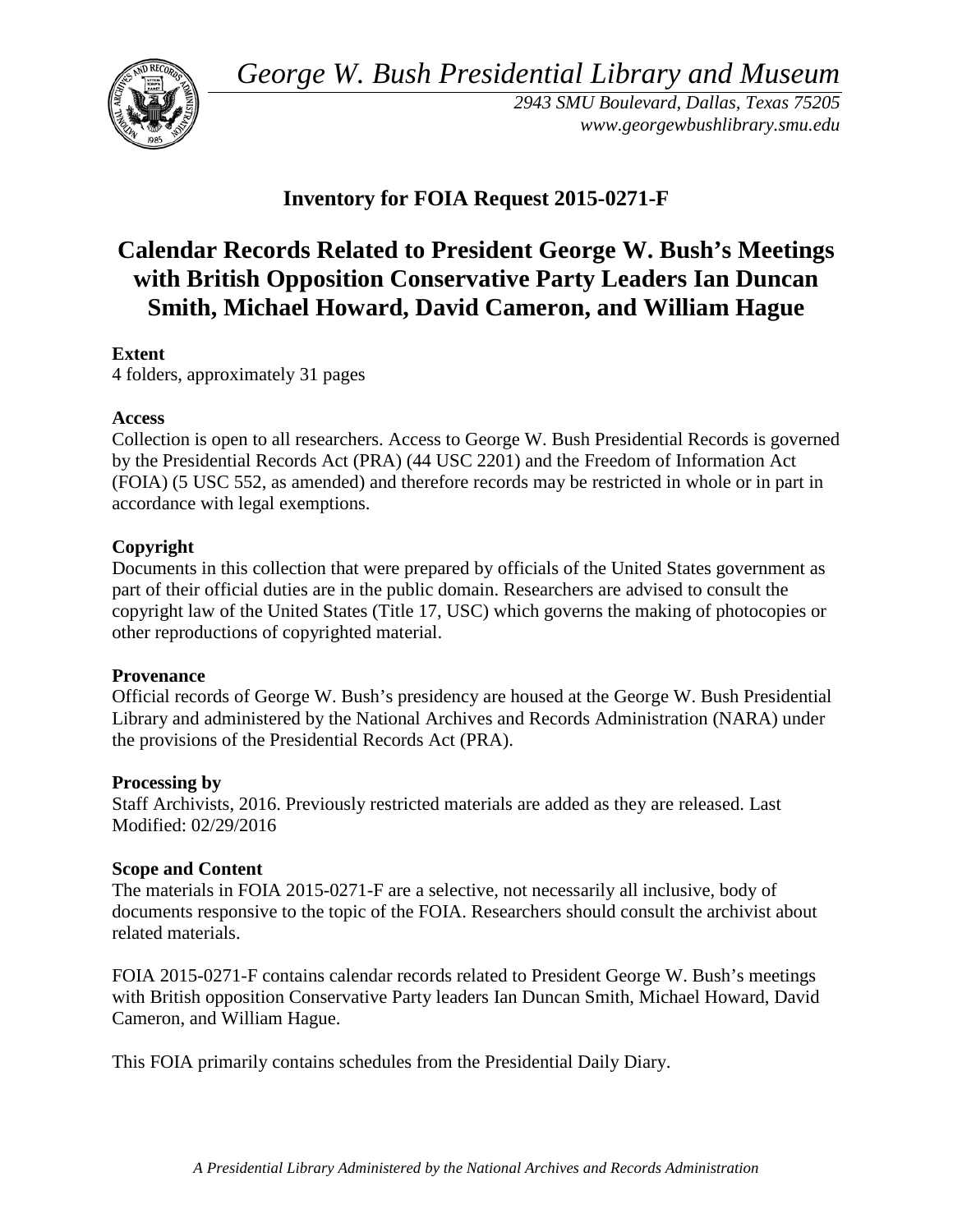*George W. Bush Presidential Library and Museum*

*2943 SMU Boulevard, Dallas, Texas 75205*
*www.georgewbushlibrary.smu.edu*

## Inventory for FOIA Request 2015-0271-F

# Calendar Records Related to President George W. Bush's Meetings with British Opposition Conservative Party Leaders Ian Duncan Smith, Michael Howard, David Cameron, and William Hague

**Extent**
4 folders, approximately 31 pages

**Access**
Collection is open to all researchers. Access to George W. Bush Presidential Records is governed by the Presidential Records Act (PRA) (44 USC 2201) and the Freedom of Information Act (FOIA) (5 USC 552, as amended) and therefore records may be restricted in whole or in part in accordance with legal exemptions.

**Copyright**
Documents in this collection that were prepared by officials of the United States government as part of their official duties are in the public domain. Researchers are advised to consult the copyright law of the United States (Title 17, USC) which governs the making of photocopies or other reproductions of copyrighted material.

**Provenance**
Official records of George W. Bush's presidency are housed at the George W. Bush Presidential Library and administered by the National Archives and Records Administration (NARA) under the provisions of the Presidential Records Act (PRA).

**Processing by**
Staff Archivists, 2016. Previously restricted materials are added as they are released. Last Modified: 02/29/2016

**Scope and Content**
The materials in FOIA 2015-0271-F are a selective, not necessarily all inclusive, body of documents responsive to the topic of the FOIA. Researchers should consult the archivist about related materials.

FOIA 2015-0271-F contains calendar records related to President George W. Bush's meetings with British opposition Conservative Party leaders Ian Duncan Smith, Michael Howard, David Cameron, and William Hague.

This FOIA primarily contains schedules from the Presidential Daily Diary.

*A Presidential Library Administered by the National Archives and Records Administration*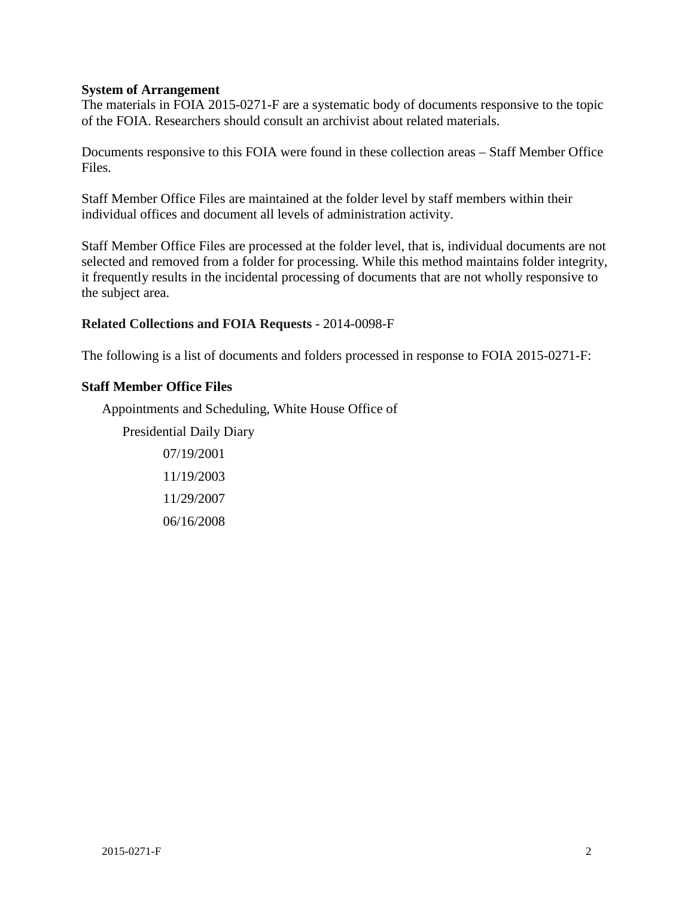**System of Arrangement**
The materials in FOIA 2015-0271-F are a systematic body of documents responsive to the topic of the FOIA. Researchers should consult an archivist about related materials.

Documents responsive to this FOIA were found in these collection areas – Staff Member Office Files.

Staff Member Office Files are maintained at the folder level by staff members within their individual offices and document all levels of administration activity.

Staff Member Office Files are processed at the folder level, that is, individual documents are not selected and removed from a folder for processing. While this method maintains folder integrity, it frequently results in the incidental processing of documents that are not wholly responsive to the subject area.

**Related Collections and FOIA Requests -** 2014-0098-F

The following is a list of documents and folders processed in response to FOIA 2015-0271-F:

**Staff Member Office Files**

- Appointments and Scheduling, White House Office of
  - Presidential Daily Diary
    - 07/19/2001
    - 11/19/2003
    - 11/29/2007
    - 06/16/2008